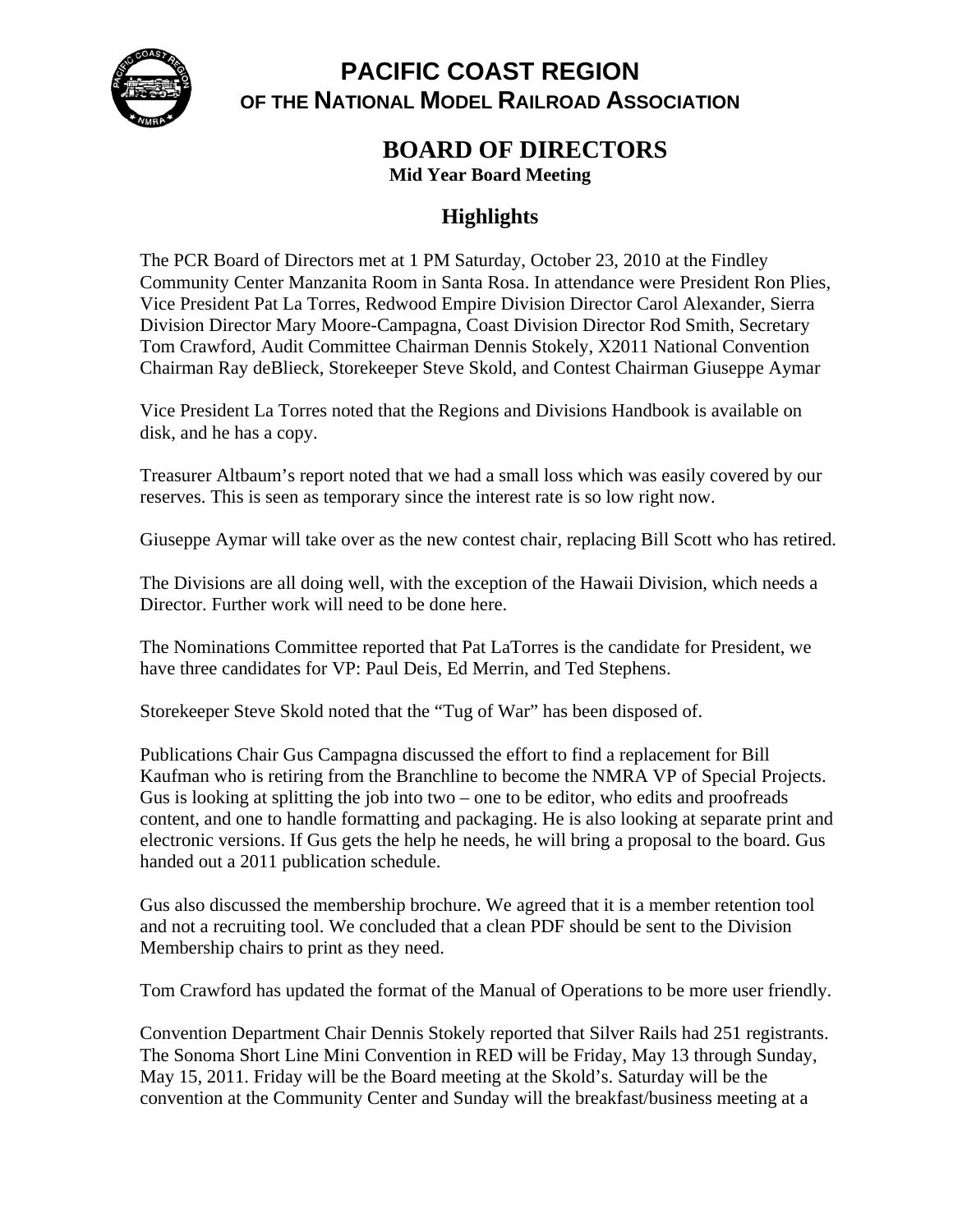# PACIFIC COAST REGION
## OF THE NATIONAL MODEL RAILROAD ASSOCIATION

## BOARD OF DIRECTORS
**Mid Year Board Meeting**

### Highlights

The PCR Board of Directors met at 1 PM Saturday, October 23, 2010 at the Findley Community Center Manzanita Room in Santa Rosa. In attendance were President Ron Plies, Vice President Pat La Torres, Redwood Empire Division Director Carol Alexander, Sierra Division Director Mary Moore-Campagna, Coast Division Director Rod Smith, Secretary Tom Crawford, Audit Committee Chairman Dennis Stokely, X2011 National Convention Chairman Ray deBlieck, Storekeeper Steve Skold, and Contest Chairman Giuseppe Aymar

Vice President La Torres noted that the Regions and Divisions Handbook is available on disk, and he has a copy.

Treasurer Altbaum's report noted that we had a small loss which was easily covered by our reserves. This is seen as temporary since the interest rate is so low right now.

Giuseppe Aymar will take over as the new contest chair, replacing Bill Scott who has retired.

The Divisions are all doing well, with the exception of the Hawaii Division, which needs a Director. Further work will need to be done here.

The Nominations Committee reported that Pat LaTorres is the candidate for President, we have three candidates for VP: Paul Deis, Ed Merrin, and Ted Stephens.

Storekeeper Steve Skold noted that the "Tug of War" has been disposed of.

Publications Chair Gus Campagna discussed the effort to find a replacement for Bill Kaufman who is retiring from the Branchline to become the NMRA VP of Special Projects. Gus is looking at splitting the job into two – one to be editor, who edits and proofreads content, and one to handle formatting and packaging. He is also looking at separate print and electronic versions. If Gus gets the help he needs, he will bring a proposal to the board. Gus handed out a 2011 publication schedule.

Gus also discussed the membership brochure. We agreed that it is a member retention tool and not a recruiting tool. We concluded that a clean PDF should be sent to the Division Membership chairs to print as they need.

Tom Crawford has updated the format of the Manual of Operations to be more user friendly.

Convention Department Chair Dennis Stokely reported that Silver Rails had 251 registrants. The Sonoma Short Line Mini Convention in RED will be Friday, May 13 through Sunday, May 15, 2011. Friday will be the Board meeting at the Skold's. Saturday will be the convention at the Community Center and Sunday will the breakfast/business meeting at a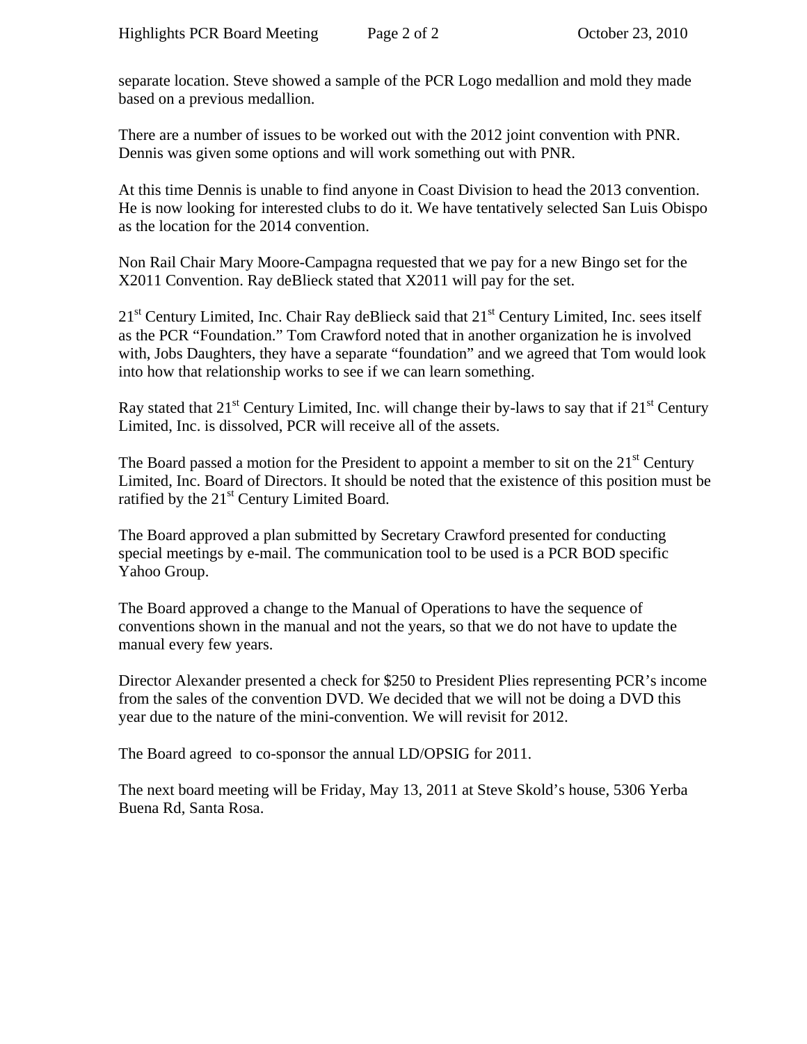separate location. Steve showed a sample of the PCR Logo medallion and mold they made based on a previous medallion.

There are a number of issues to be worked out with the 2012 joint convention with PNR. Dennis was given some options and will work something out with PNR.

At this time Dennis is unable to find anyone in Coast Division to head the 2013 convention. He is now looking for interested clubs to do it. We have tentatively selected San Luis Obispo as the location for the 2014 convention.

Non Rail Chair Mary Moore-Campagna requested that we pay for a new Bingo set for the X2011 Convention. Ray deBlieck stated that X2011 will pay for the set.

21st Century Limited, Inc. Chair Ray deBlieck said that 21st Century Limited, Inc. sees itself as the PCR "Foundation." Tom Crawford noted that in another organization he is involved with, Jobs Daughters, they have a separate "foundation" and we agreed that Tom would look into how that relationship works to see if we can learn something.

Ray stated that 21st Century Limited, Inc. will change their by-laws to say that if 21st Century Limited, Inc. is dissolved, PCR will receive all of the assets.

The Board passed a motion for the President to appoint a member to sit on the 21st Century Limited, Inc. Board of Directors. It should be noted that the existence of this position must be ratified by the 21st Century Limited Board.

The Board approved a plan submitted by Secretary Crawford presented for conducting special meetings by e-mail. The communication tool to be used is a PCR BOD specific Yahoo Group.

The Board approved a change to the Manual of Operations to have the sequence of conventions shown in the manual and not the years, so that we do not have to update the manual every few years.

Director Alexander presented a check for $250 to President Plies representing PCR's income from the sales of the convention DVD. We decided that we will not be doing a DVD this year due to the nature of the mini-convention. We will revisit for 2012.

The Board agreed to co-sponsor the annual LD/OPSIG for 2011.

The next board meeting will be Friday, May 13, 2011 at Steve Skold's house, 5306 Yerba Buena Rd, Santa Rosa.